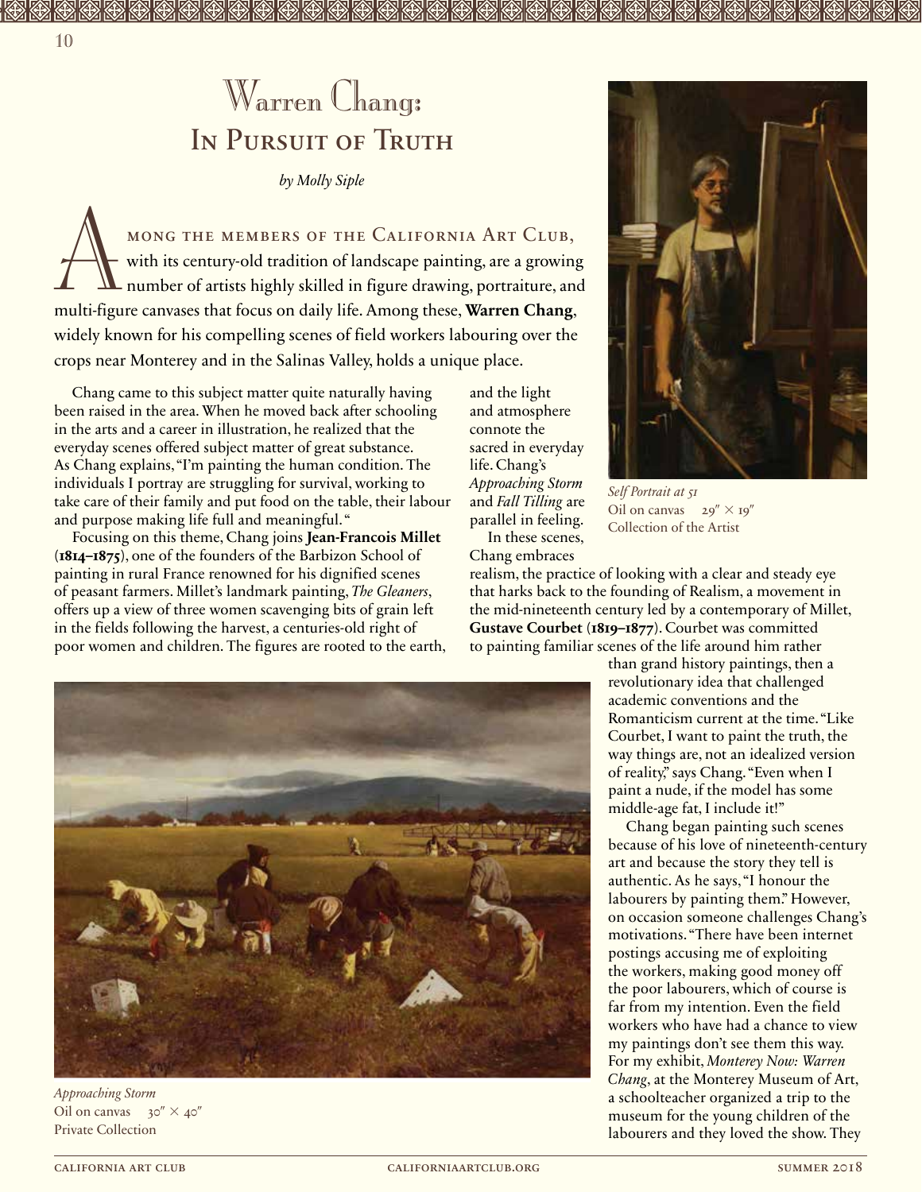# Warren Chang:
## In Pursuit of Truth

*by Molly Siple*

Among the members of the California Art Club, with its century-old tradition of landscape painting, are a growing number of artists highly skilled in figure drawing, portraiture, and multi-figure canvases that focus on daily life. Among these, **Warren Chang**, widely known for his compelling scenes of field workers labouring over the crops near Monterey and in the Salinas Valley, holds a unique place.

Chang came to this subject matter quite naturally having been raised in the area. When he moved back after schooling in the arts and a career in illustration, he realized that the everyday scenes offered subject matter of great substance. As Chang explains, "I'm painting the human condition. The individuals I portray are struggling for survival, working to take care of their family and put food on the table, their labour and purpose making life full and meaningful."

Focusing on this theme, Chang joins **Jean-Francois Millet (1814–1875)**, one of the founders of the Barbizon School of painting in rural France renowned for his dignified scenes of peasant farmers. Millet's landmark painting, *The Gleaners*, offers up a view of three women scavenging bits of grain left in the fields following the harvest, a centuries-old right of poor women and children. The figures are rooted to the earth, and the light and atmosphere connote the sacred in everyday life. Chang's *Approaching Storm* and *Fall Tilling* are parallel in feeling.

*Self Portrait at 51*
Oil on canvas 29″ × 19″
Collection of the Artist

In these scenes, Chang embraces realism, the practice of looking with a clear and steady eye that harks back to the founding of Realism, a movement in the mid-nineteenth century led by a contemporary of Millet, **Gustave Courbet (1819–1877)**. Courbet was committed to painting familiar scenes of the life around him rather than grand history paintings, then a revolutionary idea that challenged academic conventions and the Romanticism current at the time. "Like Courbet, I want to paint the truth, the way things are, not an idealized version of reality," says Chang. "Even when I paint a nude, if the model has some middle-age fat, I include it!"

*Approaching Storm*
Oil on canvas 30″ × 40″
Private Collection

Chang began painting such scenes because of his love of nineteenth-century art and because the story they tell is authentic. As he says, "I honour the labourers by painting them." However, on occasion someone challenges Chang's motivations. "There have been internet postings accusing me of exploiting the workers, making good money off the poor labourers, which of course is far from my intention. Even the field workers who have had a chance to view my paintings don't see them this way. For my exhibit, *Monterey Now: Warren Chang*, at the Monterey Museum of Art, a schoolteacher organized a trip to the museum for the young children of the labourers and they loved the show. They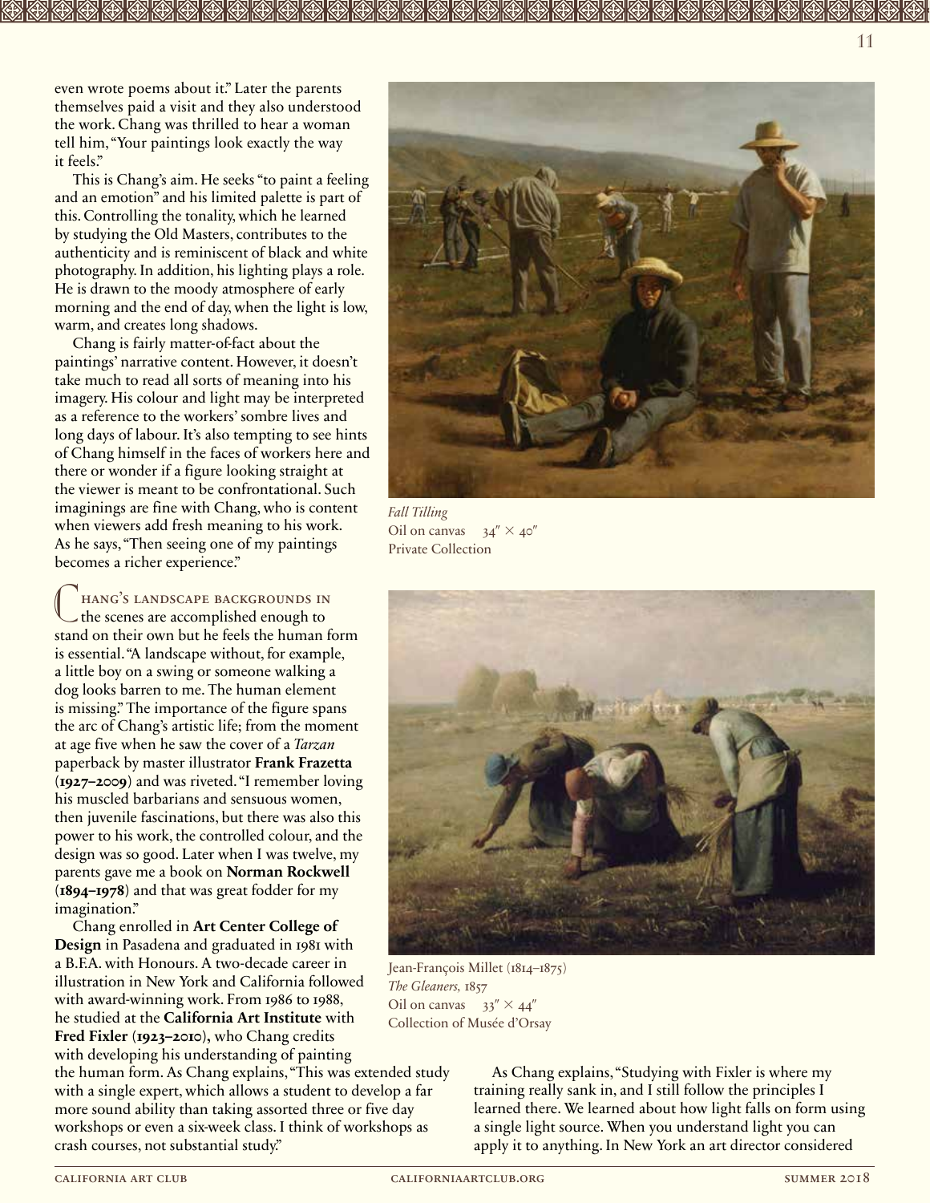even wrote poems about it." Later the parents themselves paid a visit and they also understood the work. Chang was thrilled to hear a woman tell him, "Your paintings look exactly the way it feels."

This is Chang's aim. He seeks "to paint a feeling and an emotion" and his limited palette is part of this. Controlling the tonality, which he learned by studying the Old Masters, contributes to the authenticity and is reminiscent of black and white photography. In addition, his lighting plays a role. He is drawn to the moody atmosphere of early morning and the end of day, when the light is low, warm, and creates long shadows.

Chang is fairly matter-of-fact about the paintings' narrative content. However, it doesn't take much to read all sorts of meaning into his imagery. His colour and light may be interpreted as a reference to the workers' sombre lives and long days of labour. It's also tempting to see hints of Chang himself in the faces of workers here and there or wonder if a figure looking straight at the viewer is meant to be confrontational. Such imaginings are fine with Chang, who is content when viewers add fresh meaning to his work. As he says, "Then seeing one of my paintings becomes a richer experience."

*Fall Tilling*
Oil on canvas 34″ × 40″
Private Collection

Chang's landscape backgrounds in the scenes are accomplished enough to stand on their own but he feels the human form is essential. "A landscape without, for example, a little boy on a swing or someone walking a dog looks barren to me. The human element is missing." The importance of the figure spans the arc of Chang's artistic life; from the moment at age five when he saw the cover of a *Tarzan* paperback by master illustrator **Frank Frazetta (1927–2009)** and was riveted. "I remember loving his muscled barbarians and sensuous women, then juvenile fascinations, but there was also this power to his work, the controlled colour, and the design was so good. Later when I was twelve, my parents gave me a book on **Norman Rockwell (1894–1978)** and that was great fodder for my imagination."

Chang enrolled in **Art Center College of Design** in Pasadena and graduated in 1981 with a B.F.A. with Honours. A two-decade career in illustration in New York and California followed with award-winning work. From 1986 to 1988, he studied at the **California Art Institute** with **Fred Fixler (1923–2010)**, who Chang credits with developing his understanding of painting the human form. As Chang explains, "This was extended study with a single expert, which allows a student to develop a far more sound ability than taking assorted three or five day workshops or even a six-week class. I think of workshops as crash courses, not substantial study."

Jean-François Millet (1814–1875)
*The Gleaners,* 1857
Oil on canvas 33″ × 44″
Collection of Musée d'Orsay

As Chang explains, "Studying with Fixler is where my training really sank in, and I still follow the principles I learned there. We learned about how light falls on form using a single light source. When you understand light you can apply it to anything. In New York an art director considered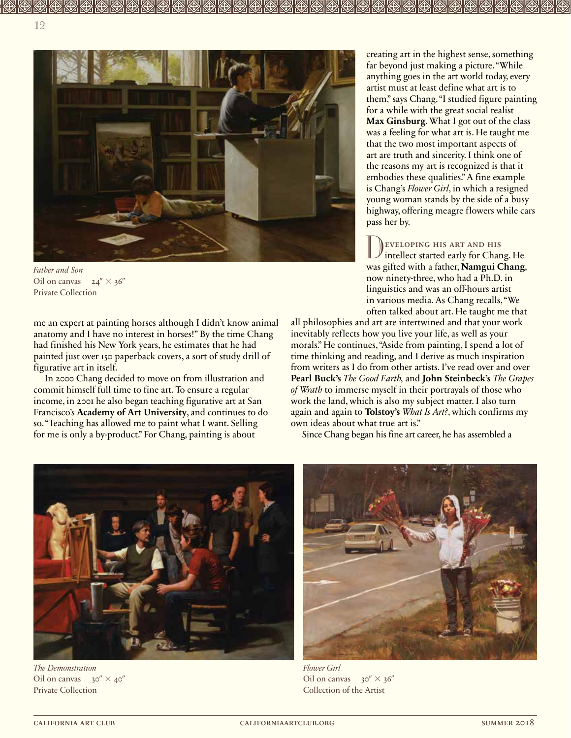*Father and Son*
Oil on canvas 24″ × 36″
Private Collection

me an expert at painting horses although I didn't know animal anatomy and I have no interest in horses!" By the time Chang had finished his New York years, he estimates that he had painted just over 150 paperback covers, a sort of study drill of figurative art in itself.

In 2000 Chang decided to move on from illustration and commit himself full time to fine art. To ensure a regular income, in 2001 he also began teaching figurative art at San Francisco's **Academy of Art University**, and continues to do so. "Teaching has allowed me to paint what I want. Selling for me is only a by-product." For Chang, painting is about creating art in the highest sense, something far beyond just making a picture. "While anything goes in the art world today, every artist must at least define what art is to them," says Chang. "I studied figure painting for a while with the great social realist **Max Ginsburg**. What I got out of the class was a feeling for what art is. He taught me that the two most important aspects of art are truth and sincerity. I think one of the reasons my art is recognized is that it embodies these qualities." A fine example is Chang's *Flower Girl*, in which a resigned young woman stands by the side of a busy highway, offering meagre flowers while cars pass her by.

Developing his art and his intellect started early for Chang. He was gifted with a father, **Namgui Chang**, now ninety-three, who had a Ph.D. in linguistics and was an off-hours artist in various media. As Chang recalls, "We often talked about art. He taught me that all philosophies and art are intertwined and that your work inevitably reflects how you live your life, as well as your morals." He continues, "Aside from painting, I spend a lot of time thinking and reading, and I derive as much inspiration from writers as I do from other artists. I've read over and over **Pearl Buck's** *The Good Earth,* and **John Steinbeck's** *The Grapes of Wrath* to immerse myself in their portrayals of those who work the land, which is also my subject matter. I also turn again and again to **Tolstoy's** *What Is Art?*, which confirms my own ideas about what true art is."

Since Chang began his fine art career, he has assembled a

*The Demonstration*
Oil on canvas 30″ × 40″
Private Collection

*Flower Girl*
Oil on canvas 30″ × 36″
Collection of the Artist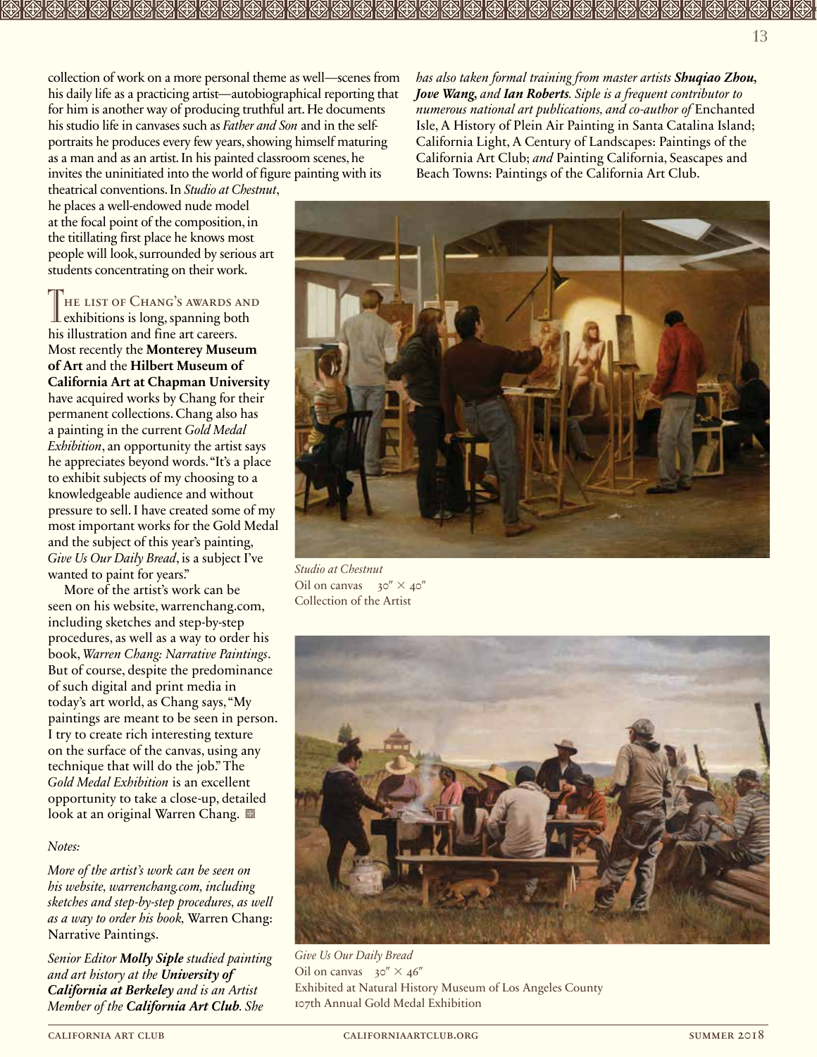collection of work on a more personal theme as well—scenes from his daily life as a practicing artist—autobiographical reporting that for him is another way of producing truthful art. He documents his studio life in canvases such as *Father and Son* and in the self-portraits he produces every few years, showing himself maturing as a man and as an artist. In his painted classroom scenes, he invites the uninitiated into the world of figure painting with its theatrical conventions. In *Studio at Chestnut*, he places a well-endowed nude model at the focal point of the composition, in the titillating first place he knows most people will look, surrounded by serious art students concentrating on their work.

The list of Chang's awards and exhibitions is long, spanning both his illustration and fine art careers. Most recently the **Monterey Museum of Art** and the **Hilbert Museum of California Art at Chapman University** have acquired works by Chang for their permanent collections. Chang also has a painting in the current *Gold Medal Exhibition*, an opportunity the artist says he appreciates beyond words. "It's a place to exhibit subjects of my choosing to a knowledgeable audience and without pressure to sell. I have created some of my most important works for the Gold Medal and the subject of this year's painting, *Give Us Our Daily Bread*, is a subject I've wanted to paint for years."

More of the artist's work can be seen on his website, warrenchang.com, including sketches and step-by-step procedures, as well as a way to order his book, *Warren Chang: Narrative Paintings*. But of course, despite the predominance of such digital and print media in today's art world, as Chang says, "My paintings are meant to be seen in person. I try to create rich interesting texture on the surface of the canvas, using any technique that will do the job." The *Gold Medal Exhibition* is an excellent opportunity to take a close-up, detailed look at an original Warren Chang.

*Notes:*

*More of the artist's work can be seen on his website, warrenchang.com, including sketches and step-by-step procedures, as well as a way to order his book,* Warren Chang: Narrative Paintings.

*Senior Editor **Molly Siple** studied painting and art history at the **University of California at Berkeley** and is an Artist Member of the **California Art Club**. She has also taken formal training from master artists **Shuqiao Zhou, Jove Wang,** and **Ian Roberts**. Siple is a frequent contributor to numerous national art publications, and co-author of* Enchanted Isle, A History of Plein Air Painting in Santa Catalina Island; California Light, A Century of Landscapes: Paintings of the California Art Club; *and* Painting California, Seascapes and Beach Towns: Paintings of the California Art Club.

*Studio at Chestnut*
Oil on canvas 30″ × 40″
Collection of the Artist

*Give Us Our Daily Bread*
Oil on canvas 30″ × 46″
Exhibited at Natural History Museum of Los Angeles County
107th Annual Gold Medal Exhibition